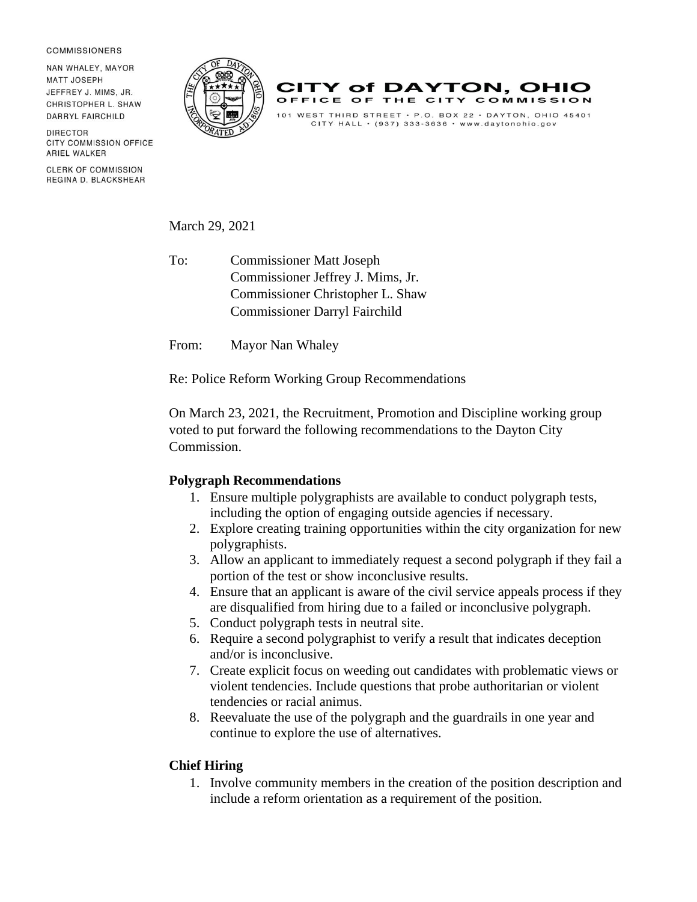COMMISSIONERS

NAN WHALEY, MAYOR
MATT JOSEPH
JEFFREY J. MIMS, JR.
CHRISTOPHER L. SHAW
DARRYL FAIRCHILD

DIRECTOR
CITY COMMISSION OFFICE
ARIEL WALKER

CLERK OF COMMISSION
REGINA D. BLACKSHEAR

**CITY of DAYTON, OHIO**
**OFFICE OF THE CITY COMMISSION**

101 WEST THIRD STREET • P.O. BOX 22 • DAYTON, OHIO 45401
CITY HALL • (937) 333-3636 • www.daytonohio.gov

March 29, 2021

To: Commissioner Matt Joseph
Commissioner Jeffrey J. Mims, Jr.
Commissioner Christopher L. Shaw
Commissioner Darryl Fairchild

From: Mayor Nan Whaley

Re: Police Reform Working Group Recommendations

On March 23, 2021, the Recruitment, Promotion and Discipline working group voted to put forward the following recommendations to the Dayton City Commission.

**Polygraph Recommendations**

1. Ensure multiple polygraphists are available to conduct polygraph tests, including the option of engaging outside agencies if necessary.
2. Explore creating training opportunities within the city organization for new polygraphists.
3. Allow an applicant to immediately request a second polygraph if they fail a portion of the test or show inconclusive results.
4. Ensure that an applicant is aware of the civil service appeals process if they are disqualified from hiring due to a failed or inconclusive polygraph.
5. Conduct polygraph tests in neutral site.
6. Require a second polygraphist to verify a result that indicates deception and/or is inconclusive.
7. Create explicit focus on weeding out candidates with problematic views or violent tendencies. Include questions that probe authoritarian or violent tendencies or racial animus.
8. Reevaluate the use of the polygraph and the guardrails in one year and continue to explore the use of alternatives.

**Chief Hiring**

1. Involve community members in the creation of the position description and include a reform orientation as a requirement of the position.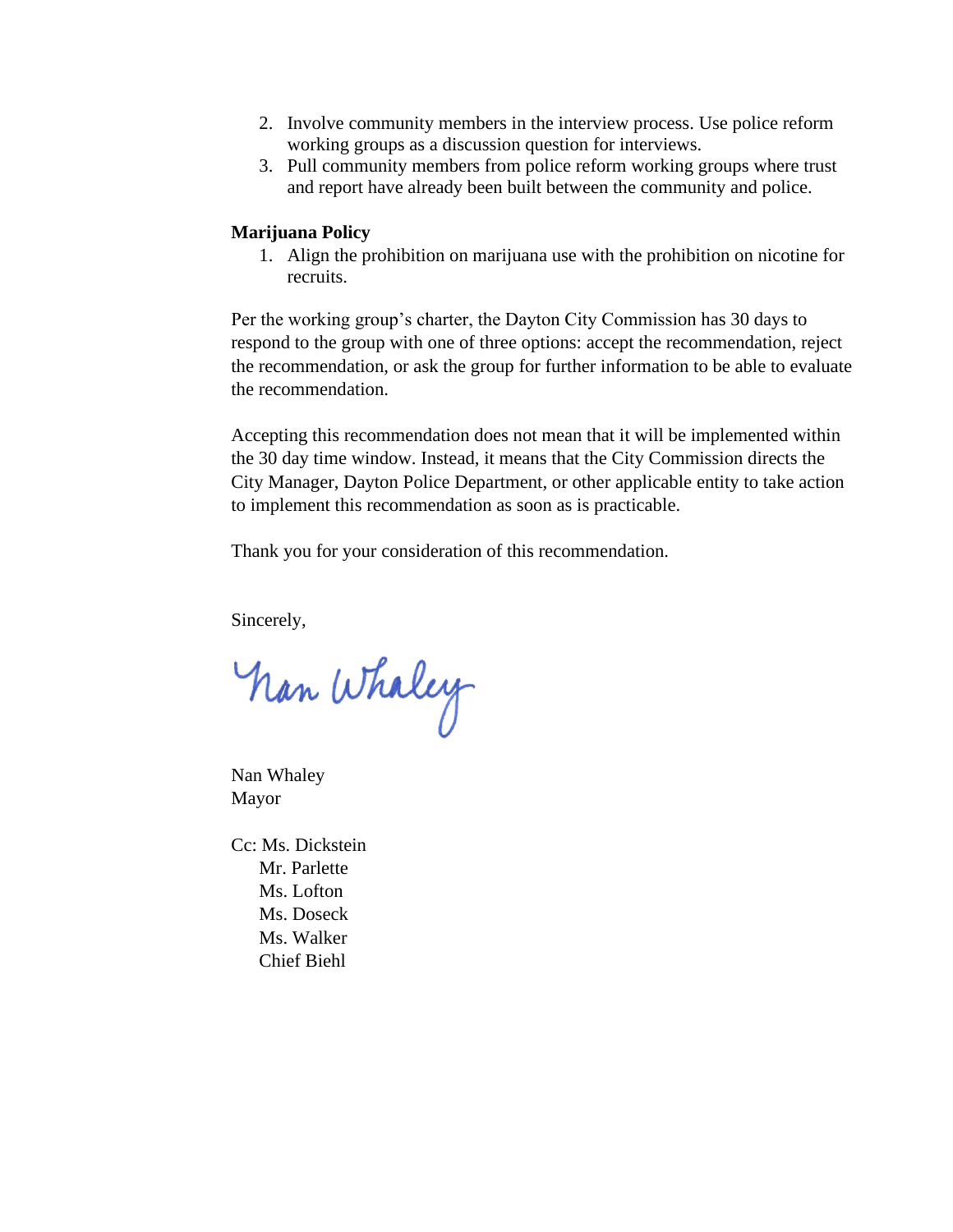2. Involve community members in the interview process. Use police reform working groups as a discussion question for interviews.
3. Pull community members from police reform working groups where trust and report have already been built between the community and police.

**Marijuana Policy**

1. Align the prohibition on marijuana use with the prohibition on nicotine for recruits.

Per the working group's charter, the Dayton City Commission has 30 days to respond to the group with one of three options: accept the recommendation, reject the recommendation, or ask the group for further information to be able to evaluate the recommendation.

Accepting this recommendation does not mean that it will be implemented within the 30 day time window. Instead, it means that the City Commission directs the City Manager, Dayton Police Department, or other applicable entity to take action to implement this recommendation as soon as is practicable.

Thank you for your consideration of this recommendation.

Sincerely,

Nan Whaley

Nan Whaley
Mayor

Cc: Ms. Dickstein
Mr. Parlette
Ms. Lofton
Ms. Doseck
Ms. Walker
Chief Biehl